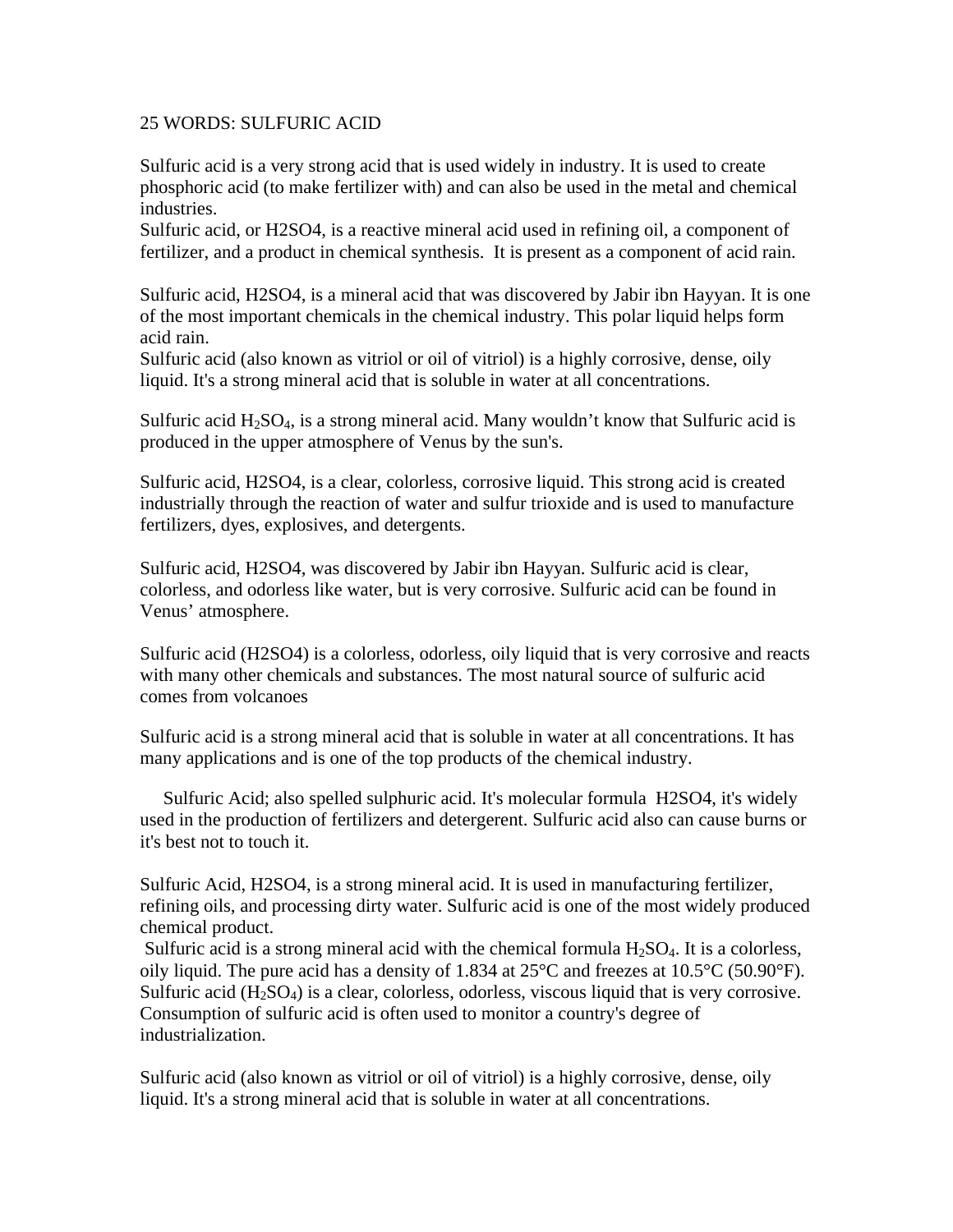25 WORDS: SULFURIC ACID

Sulfuric acid is a very strong acid that is used widely in industry. It is used to create phosphoric acid (to make fertilizer with) and can also be used in the metal and chemical industries.
Sulfuric acid, or H2SO4, is a reactive mineral acid used in refining oil, a component of fertilizer, and a product in chemical synthesis. It is present as a component of acid rain.

Sulfuric acid, H2SO4, is a mineral acid that was discovered by Jabir ibn Hayyan. It is one of the most important chemicals in the chemical industry. This polar liquid helps form acid rain.
Sulfuric acid (also known as vitriol or oil of vitriol) is a highly corrosive, dense, oily liquid. It's a strong mineral acid that is soluble in water at all concentrations.

Sulfuric acid $H_2SO_4$, is a strong mineral acid. Many wouldn't know that Sulfuric acid is produced in the upper atmosphere of Venus by the sun's.

Sulfuric acid, H2SO4, is a clear, colorless, corrosive liquid. This strong acid is created industrially through the reaction of water and sulfur trioxide and is used to manufacture fertilizers, dyes, explosives, and detergents.

Sulfuric acid, H2SO4, was discovered by Jabir ibn Hayyan. Sulfuric acid is clear, colorless, and odorless like water, but is very corrosive. Sulfuric acid can be found in Venus' atmosphere.

Sulfuric acid (H2SO4) is a colorless, odorless, oily liquid that is very corrosive and reacts with many other chemicals and substances. The most natural source of sulfuric acid comes from volcanoes

Sulfuric acid is a strong mineral acid that is soluble in water at all concentrations. It has many applications and is one of the top products of the chemical industry.

Sulfuric Acid; also spelled sulphuric acid. It's molecular formula H2SO4, it's widely used in the production of fertilizers and detergerent. Sulfuric acid also can cause burns or it's best not to touch it.

Sulfuric Acid, H2SO4, is a strong mineral acid. It is used in manufacturing fertilizer, refining oils, and processing dirty water. Sulfuric acid is one of the most widely produced chemical product.
Sulfuric acid is a strong mineral acid with the chemical formula $H_2SO_4$. It is a colorless, oily liquid. The pure acid has a density of 1.834 at 25°C and freezes at 10.5°C (50.90°F).
Sulfuric acid ($H_2SO_4$) is a clear, colorless, odorless, viscous liquid that is very corrosive. Consumption of sulfuric acid is often used to monitor a country's degree of industrialization.

Sulfuric acid (also known as vitriol or oil of vitriol) is a highly corrosive, dense, oily liquid. It's a strong mineral acid that is soluble in water at all concentrations.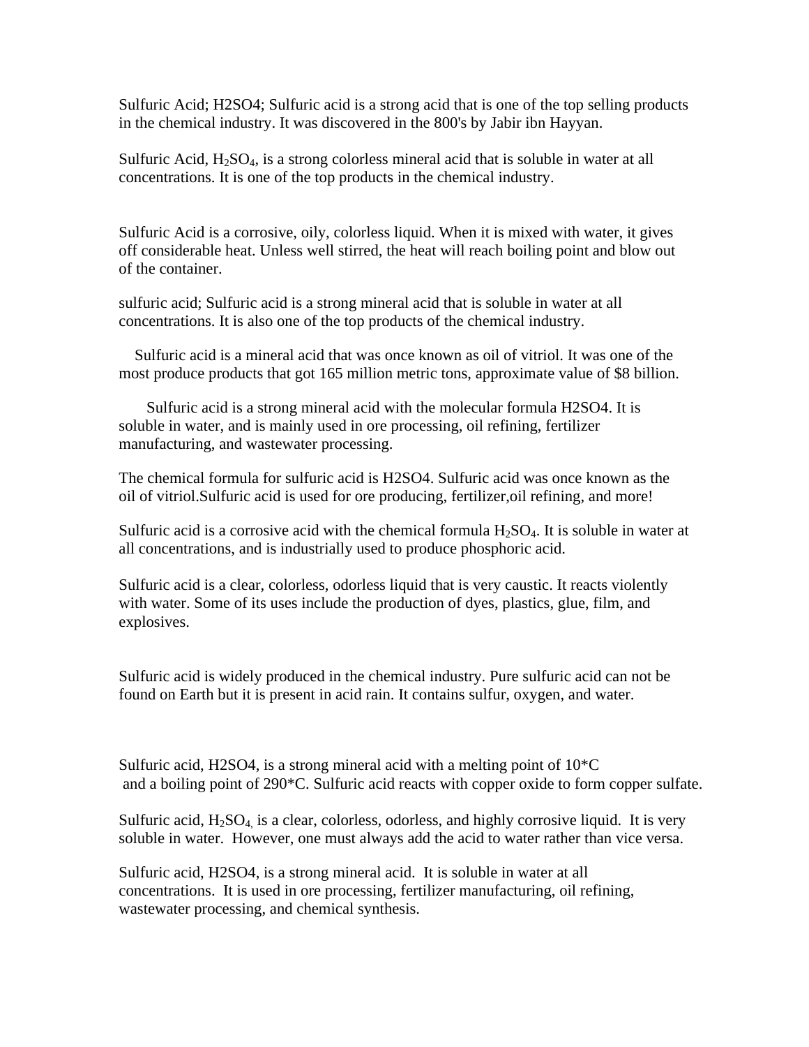Sulfuric Acid; H2SO4; Sulfuric acid is a strong acid that is one of the top selling products in the chemical industry. It was discovered in the 800's by Jabir ibn Hayyan.

Sulfuric Acid, $H_2SO_4$, is a strong colorless mineral acid that is soluble in water at all concentrations. It is one of the top products in the chemical industry.

Sulfuric Acid is a corrosive, oily, colorless liquid. When it is mixed with water, it gives off considerable heat. Unless well stirred, the heat will reach boiling point and blow out of the container.

sulfuric acid; Sulfuric acid is a strong mineral acid that is soluble in water at all concentrations. It is also one of the top products of the chemical industry.

Sulfuric acid is a mineral acid that was once known as oil of vitriol. It was one of the most produce products that got 165 million metric tons, approximate value of $8 billion.

Sulfuric acid is a strong mineral acid with the molecular formula H2SO4. It is soluble in water, and is mainly used in ore processing, oil refining, fertilizer manufacturing, and wastewater processing.

The chemical formula for sulfuric acid is H2SO4. Sulfuric acid was once known as the oil of vitriol.Sulfuric acid is used for ore producing, fertilizer,oil refining, and more!

Sulfuric acid is a corrosive acid with the chemical formula $H_2SO_4$. It is soluble in water at all concentrations, and is industrially used to produce phosphoric acid.

Sulfuric acid is a clear, colorless, odorless liquid that is very caustic. It reacts violently with water. Some of its uses include the production of dyes, plastics, glue, film, and explosives.

Sulfuric acid is widely produced in the chemical industry. Pure sulfuric acid can not be found on Earth but it is present in acid rain. It contains sulfur, oxygen, and water.

Sulfuric acid, H2SO4, is a strong mineral acid with a melting point of 10*C and a boiling point of 290*C. Sulfuric acid reacts with copper oxide to form copper sulfate.

Sulfuric acid, $H_2SO_4$, is a clear, colorless, odorless, and highly corrosive liquid. It is very soluble in water. However, one must always add the acid to water rather than vice versa.

Sulfuric acid, H2SO4, is a strong mineral acid. It is soluble in water at all concentrations. It is used in ore processing, fertilizer manufacturing, oil refining, wastewater processing, and chemical synthesis.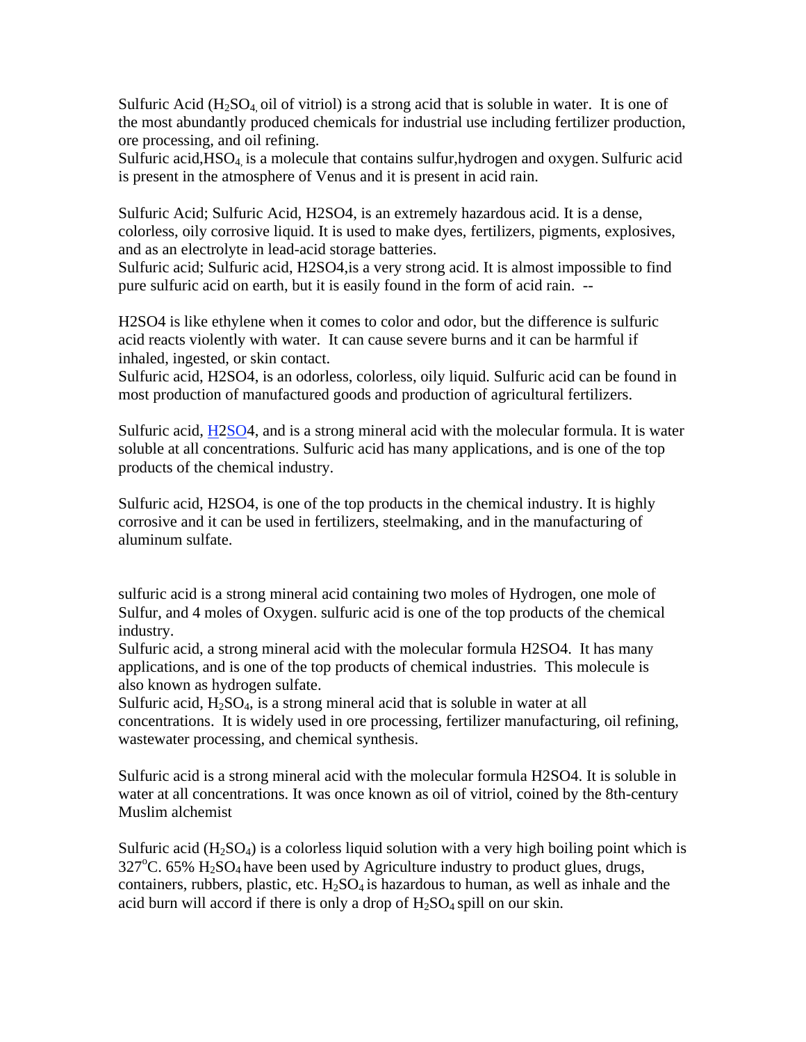Sulfuric Acid ($H_2SO_4$, oil of vitriol) is a strong acid that is soluble in water. It is one of the most abundantly produced chemicals for industrial use including fertilizer production, ore processing, and oil refining.
Sulfuric acid, $HSO_4$, is a molecule that contains sulfur, hydrogen and oxygen. Sulfuric acid is present in the atmosphere of Venus and it is present in acid rain.

Sulfuric Acid; Sulfuric Acid, H2SO4, is an extremely hazardous acid. It is a dense, colorless, oily corrosive liquid. It is used to make dyes, fertilizers, pigments, explosives, and as an electrolyte in lead-acid storage batteries.
Sulfuric acid; Sulfuric acid, H2SO4, is a very strong acid. It is almost impossible to find pure sulfuric acid on earth, but it is easily found in the form of acid rain. --

H2SO4 is like ethylene when it comes to color and odor, but the difference is sulfuric acid reacts violently with water. It can cause severe burns and it can be harmful if inhaled, ingested, or skin contact.
Sulfuric acid, H2SO4, is an odorless, colorless, oily liquid. Sulfuric acid can be found in most production of manufactured goods and production of agricultural fertilizers.

Sulfuric acid, H2SO4, and is a strong mineral acid with the molecular formula. It is water soluble at all concentrations. Sulfuric acid has many applications, and is one of the top products of the chemical industry.

Sulfuric acid, H2SO4, is one of the top products in the chemical industry. It is highly corrosive and it can be used in fertilizers, steelmaking, and in the manufacturing of aluminum sulfate.

sulfuric acid is a strong mineral acid containing two moles of Hydrogen, one mole of Sulfur, and 4 moles of Oxygen. sulfuric acid is one of the top products of the chemical industry.
Sulfuric acid, a strong mineral acid with the molecular formula H2SO4. It has many applications, and is one of the top products of chemical industries. This molecule is also known as hydrogen sulfate.
Sulfuric acid, $H_2SO_4$, is a strong mineral acid that is soluble in water at all concentrations. It is widely used in ore processing, fertilizer manufacturing, oil refining, wastewater processing, and chemical synthesis.

Sulfuric acid is a strong mineral acid with the molecular formula H2SO4. It is soluble in water at all concentrations. It was once known as oil of vitriol, coined by the 8th-century Muslim alchemist

Sulfuric acid ($H_2SO_4$) is a colorless liquid solution with a very high boiling point which is $327^{o}C$. 65% $H_2SO_4$ have been used by Agriculture industry to product glues, drugs, containers, rubbers, plastic, etc. $H_2SO_4$ is hazardous to human, as well as inhale and the acid burn will accord if there is only a drop of $H_2SO_4$ spill on our skin.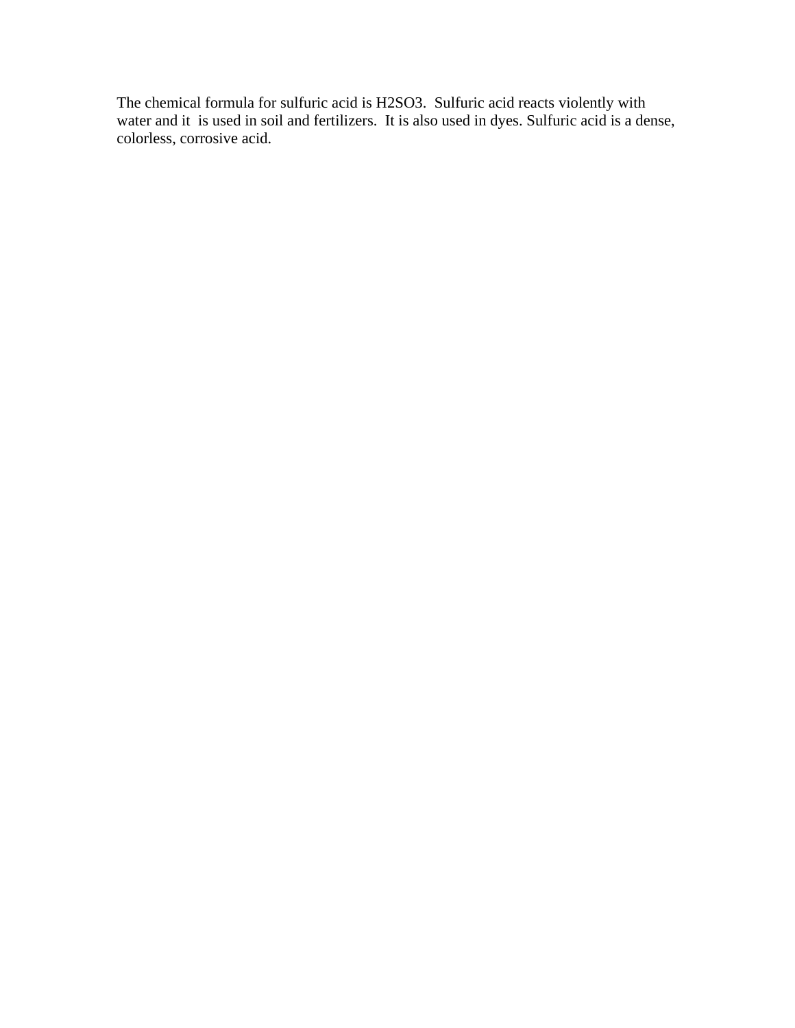The chemical formula for sulfuric acid is $H_2SO_3$. Sulfuric acid reacts violently with water and it is used in soil and fertilizers. It is also used in dyes. Sulfuric acid is a dense, colorless, corrosive acid.